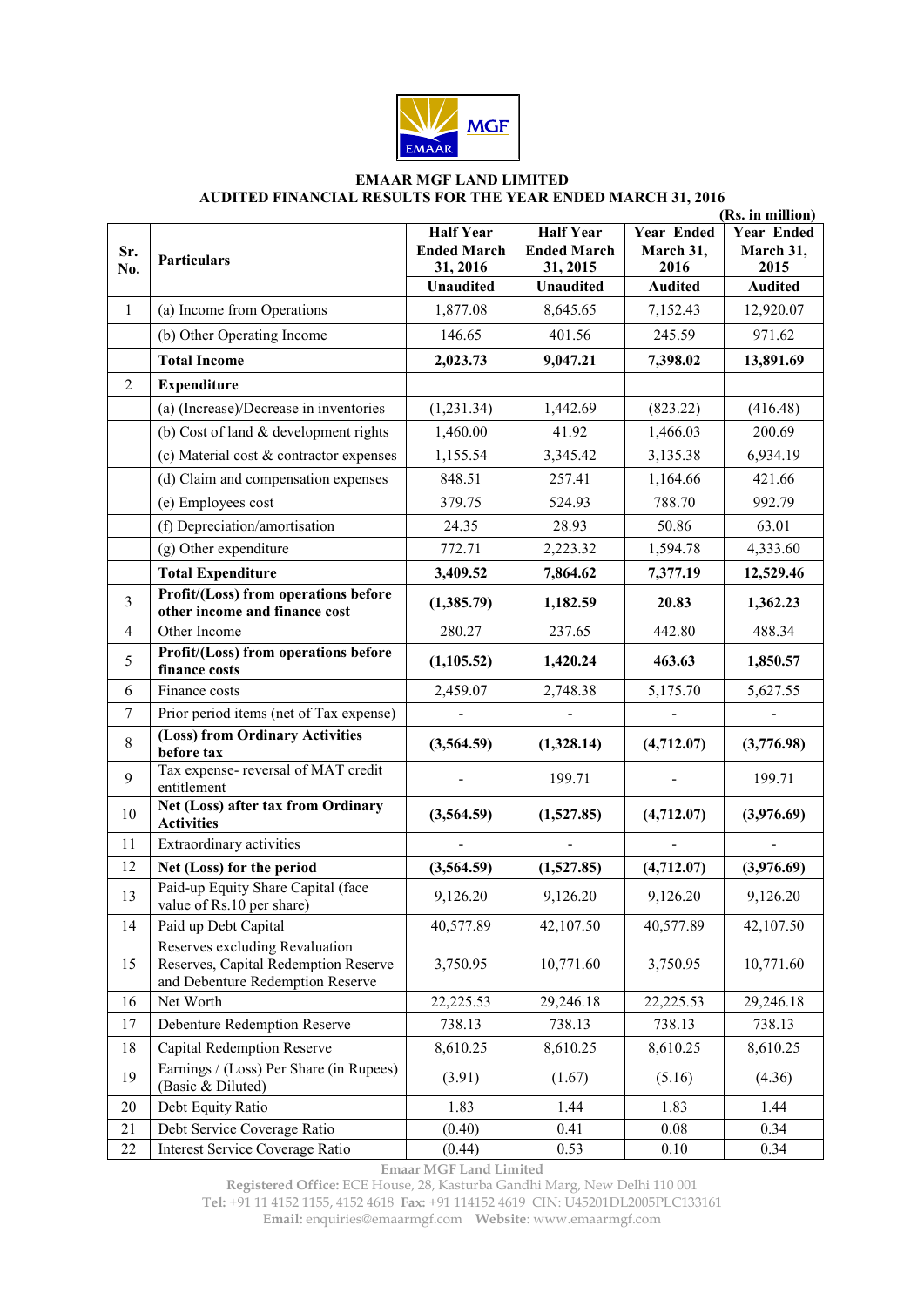# EMAAR MGF LAND LIMITED

## AUDITED FINANCIAL RESULTS FOR THE YEAR ENDED MARCH 31, 2016

(Rs. in million)

| Sr. No. | Particulars | Half Year Ended March 31, 2016 | Half Year Ended March 31, 2015 | Year Ended March 31, 2016 | Year Ended March 31, 2015 |
|---|---|---|---|---|---|
| | | Unaudited | Unaudited | Audited | Audited |
| 1 | (a) Income from Operations | 1,877.08 | 8,645.65 | 7,152.43 | 12,920.07 |
| | (b) Other Operating Income | 146.65 | 401.56 | 245.59 | 971.62 |
| | **Total Income** | **2,023.73** | **9,047.21** | **7,398.02** | **13,891.69** |
| 2 | **Expenditure** | | | | |
| | (a) (Increase)/Decrease in inventories | (1,231.34) | 1,442.69 | (823.22) | (416.48) |
| | (b) Cost of land & development rights | 1,460.00 | 41.92 | 1,466.03 | 200.69 |
| | (c) Material cost & contractor expenses | 1,155.54 | 3,345.42 | 3,135.38 | 6,934.19 |
| | (d) Claim and compensation expenses | 848.51 | 257.41 | 1,164.66 | 421.66 |
| | (e) Employees cost | 379.75 | 524.93 | 788.70 | 992.79 |
| | (f) Depreciation/amortisation | 24.35 | 28.93 | 50.86 | 63.01 |
| | (g) Other expenditure | 772.71 | 2,223.32 | 1,594.78 | 4,333.60 |
| | **Total Expenditure** | **3,409.52** | **7,864.62** | **7,377.19** | **12,529.46** |
| 3 | **Profit/(Loss) from operations before other income and finance cost** | **(1,385.79)** | **1,182.59** | **20.83** | **1,362.23** |
| 4 | Other Income | 280.27 | 237.65 | 442.80 | 488.34 |
| 5 | **Profit/(Loss) from operations before finance costs** | **(1,105.52)** | **1,420.24** | **463.63** | **1,850.57** |
| 6 | Finance costs | 2,459.07 | 2,748.38 | 5,175.70 | 5,627.55 |
| 7 | Prior period items (net of Tax expense) | - | - | - | - |
| 8 | **(Loss) from Ordinary Activities before tax** | **(3,564.59)** | **(1,328.14)** | **(4,712.07)** | **(3,776.98)** |
| 9 | Tax expense- reversal of MAT credit entitlement | - | 199.71 | - | 199.71 |
| 10 | **Net (Loss) after tax from Ordinary Activities** | **(3,564.59)** | **(1,527.85)** | **(4,712.07)** | **(3,976.69)** |
| 11 | Extraordinary activities | - | - | - | - |
| 12 | **Net (Loss) for the period** | **(3,564.59)** | **(1,527.85)** | **(4,712.07)** | **(3,976.69)** |
| 13 | Paid-up Equity Share Capital (face value of Rs.10 per share) | 9,126.20 | 9,126.20 | 9,126.20 | 9,126.20 |
| 14 | Paid up Debt Capital | 40,577.89 | 42,107.50 | 40,577.89 | 42,107.50 |
| 15 | Reserves excluding Revaluation Reserves, Capital Redemption Reserve and Debenture Redemption Reserve | 3,750.95 | 10,771.60 | 3,750.95 | 10,771.60 |
| 16 | Net Worth | 22,225.53 | 29,246.18 | 22,225.53 | 29,246.18 |
| 17 | Debenture Redemption Reserve | 738.13 | 738.13 | 738.13 | 738.13 |
| 18 | Capital Redemption Reserve | 8,610.25 | 8,610.25 | 8,610.25 | 8,610.25 |
| 19 | Earnings / (Loss) Per Share (in Rupees) (Basic & Diluted) | (3.91) | (1.67) | (5.16) | (4.36) |
| 20 | Debt Equity Ratio | 1.83 | 1.44 | 1.83 | 1.44 |
| 21 | Debt Service Coverage Ratio | (0.40) | 0.41 | 0.08 | 0.34 |
| 22 | Interest Service Coverage Ratio | (0.44) | 0.53 | 0.10 | 0.34 |

**Emaar MGF Land Limited**
**Registered Office:** ECE House, 28, Kasturba Gandhi Marg, New Delhi 110 001
**Tel:** +91 11 4152 1155, 4152 4618 **Fax:** +91 114152 4619 CIN: U45201DL2005PLC133161
**Email:** enquiries@emaarmgf.com **Website**: www.emaarmgf.com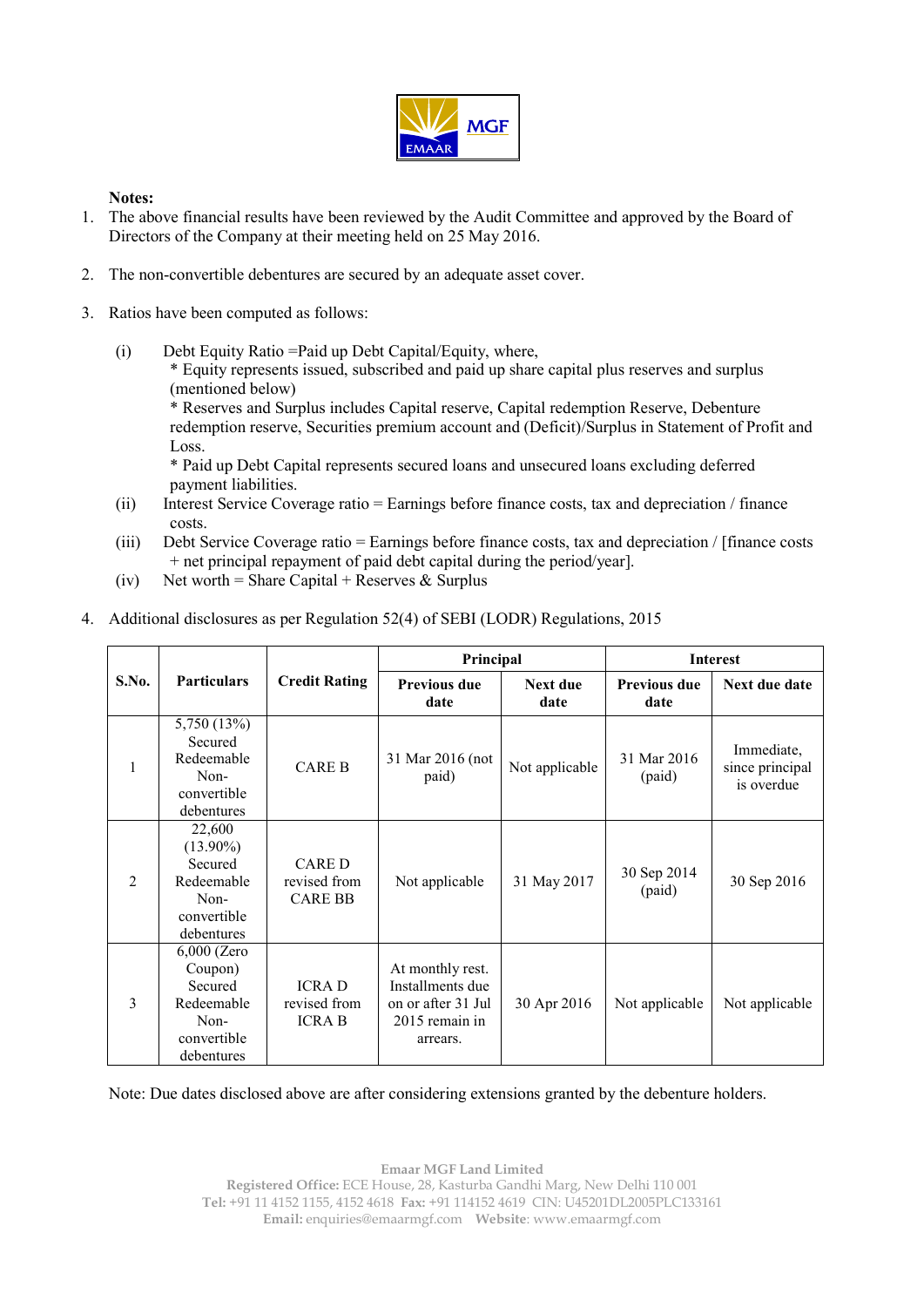**Notes:**

1. The above financial results have been reviewed by the Audit Committee and approved by the Board of Directors of the Company at their meeting held on 25 May 2016.

2. The non-convertible debentures are secured by an adequate asset cover.

3. Ratios have been computed as follows:

   (i) Debt Equity Ratio =Paid up Debt Capital/Equity, where,
   * Equity represents issued, subscribed and paid up share capital plus reserves and surplus (mentioned below)
   * Reserves and Surplus includes Capital reserve, Capital redemption Reserve, Debenture redemption reserve, Securities premium account and (Deficit)/Surplus in Statement of Profit and Loss.
   * Paid up Debt Capital represents secured loans and unsecured loans excluding deferred payment liabilities.

   (ii) Interest Service Coverage ratio = Earnings before finance costs, tax and depreciation / finance costs.

   (iii) Debt Service Coverage ratio = Earnings before finance costs, tax and depreciation / [finance costs + net principal repayment of paid debt capital during the period/year].

   (iv) Net worth = Share Capital + Reserves & Surplus

4. Additional disclosures as per Regulation 52(4) of SEBI (LODR) Regulations, 2015

| S.No. | Particulars | Credit Rating | Principal | | Interest | |
|---|---|---|---|---|---|---|
| | | | Previous due date | Next due date | Previous due date | Next due date |
| 1 | 5,750 (13%) Secured Redeemable Non-convertible debentures | CARE B | 31 Mar 2016 (not paid) | Not applicable | 31 Mar 2016 (paid) | Immediate, since principal is overdue |
| 2 | 22,600 (13.90%) Secured Redeemable Non-convertible debentures | CARE D revised from CARE BB | Not applicable | 31 May 2017 | 30 Sep 2014 (paid) | 30 Sep 2016 |
| 3 | 6,000 (Zero Coupon) Secured Redeemable Non-convertible debentures | ICRA D revised from ICRA B | At monthly rest. Installments due on or after 31 Jul 2015 remain in arrears. | 30 Apr 2016 | Not applicable | Not applicable |

Note: Due dates disclosed above are after considering extensions granted by the debenture holders.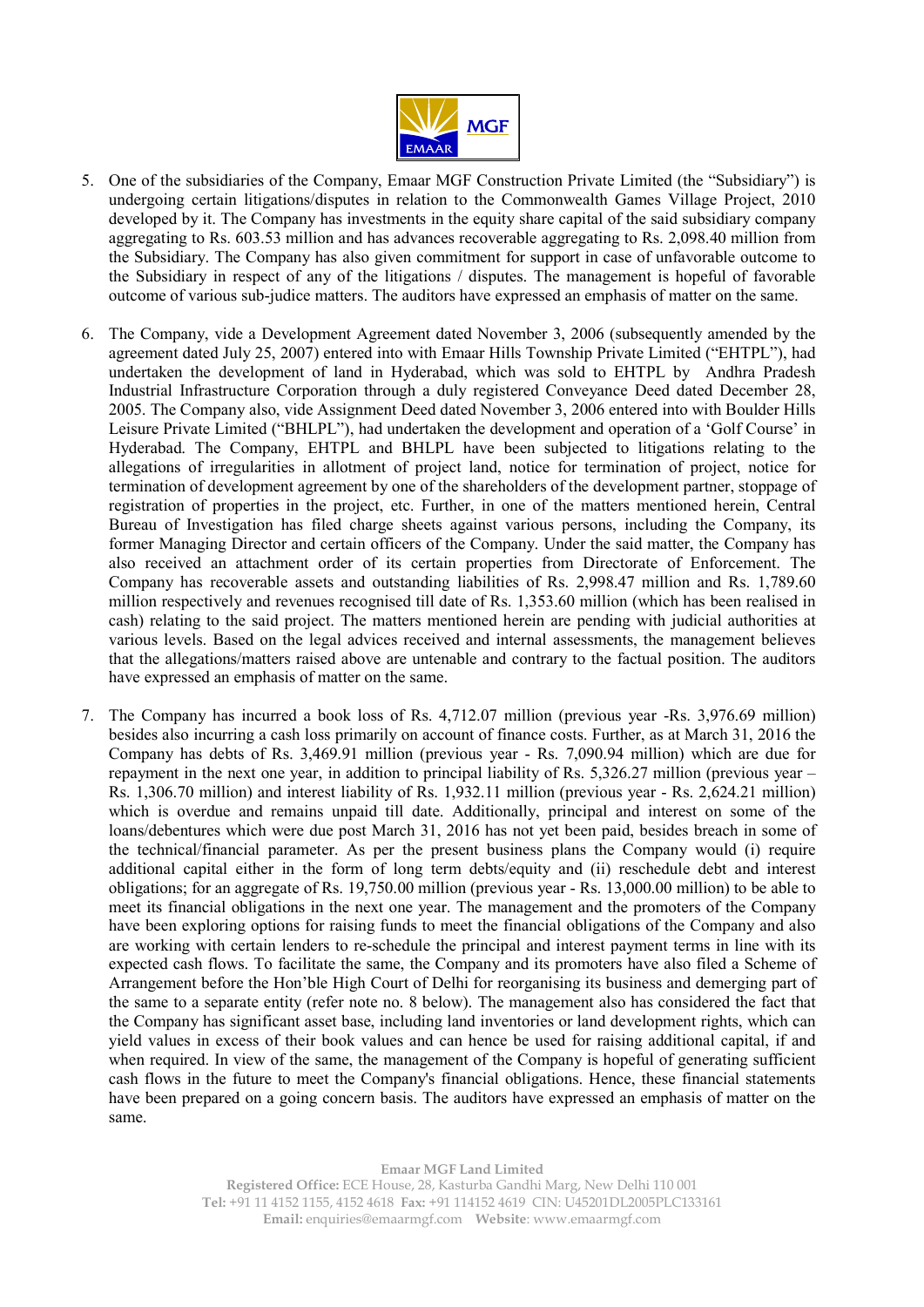5. One of the subsidiaries of the Company, Emaar MGF Construction Private Limited (the "Subsidiary") is undergoing certain litigations/disputes in relation to the Commonwealth Games Village Project, 2010 developed by it. The Company has investments in the equity share capital of the said subsidiary company aggregating to Rs. 603.53 million and has advances recoverable aggregating to Rs. 2,098.40 million from the Subsidiary. The Company has also given commitment for support in case of unfavorable outcome to the Subsidiary in respect of any of the litigations / disputes. The management is hopeful of favorable outcome of various sub-judice matters. The auditors have expressed an emphasis of matter on the same.

6. The Company, vide a Development Agreement dated November 3, 2006 (subsequently amended by the agreement dated July 25, 2007) entered into with Emaar Hills Township Private Limited ("EHTPL"), had undertaken the development of land in Hyderabad, which was sold to EHTPL by Andhra Pradesh Industrial Infrastructure Corporation through a duly registered Conveyance Deed dated December 28, 2005. The Company also, vide Assignment Deed dated November 3, 2006 entered into with Boulder Hills Leisure Private Limited ("BHLPL"), had undertaken the development and operation of a 'Golf Course' in Hyderabad. The Company, EHTPL and BHLPL have been subjected to litigations relating to the allegations of irregularities in allotment of project land, notice for termination of project, notice for termination of development agreement by one of the shareholders of the development partner, stoppage of registration of properties in the project, etc. Further, in one of the matters mentioned herein, Central Bureau of Investigation has filed charge sheets against various persons, including the Company, its former Managing Director and certain officers of the Company. Under the said matter, the Company has also received an attachment order of its certain properties from Directorate of Enforcement. The Company has recoverable assets and outstanding liabilities of Rs. 2,998.47 million and Rs. 1,789.60 million respectively and revenues recognised till date of Rs. 1,353.60 million (which has been realised in cash) relating to the said project. The matters mentioned herein are pending with judicial authorities at various levels. Based on the legal advices received and internal assessments, the management believes that the allegations/matters raised above are untenable and contrary to the factual position. The auditors have expressed an emphasis of matter on the same.

7. The Company has incurred a book loss of Rs. 4,712.07 million (previous year -Rs. 3,976.69 million) besides also incurring a cash loss primarily on account of finance costs. Further, as at March 31, 2016 the Company has debts of Rs. 3,469.91 million (previous year - Rs. 7,090.94 million) which are due for repayment in the next one year, in addition to principal liability of Rs. 5,326.27 million (previous year – Rs. 1,306.70 million) and interest liability of Rs. 1,932.11 million (previous year - Rs. 2,624.21 million) which is overdue and remains unpaid till date. Additionally, principal and interest on some of the loans/debentures which were due post March 31, 2016 has not yet been paid, besides breach in some of the technical/financial parameter. As per the present business plans the Company would (i) require additional capital either in the form of long term debts/equity and (ii) reschedule debt and interest obligations; for an aggregate of Rs. 19,750.00 million (previous year - Rs. 13,000.00 million) to be able to meet its financial obligations in the next one year. The management and the promoters of the Company have been exploring options for raising funds to meet the financial obligations of the Company and also are working with certain lenders to re-schedule the principal and interest payment terms in line with its expected cash flows. To facilitate the same, the Company and its promoters have also filed a Scheme of Arrangement before the Hon'ble High Court of Delhi for reorganising its business and demerging part of the same to a separate entity (refer note no. 8 below). The management also has considered the fact that the Company has significant asset base, including land inventories or land development rights, which can yield values in excess of their book values and can hence be used for raising additional capital, if and when required. In view of the same, the management of the Company is hopeful of generating sufficient cash flows in the future to meet the Company's financial obligations. Hence, these financial statements have been prepared on a going concern basis. The auditors have expressed an emphasis of matter on the same.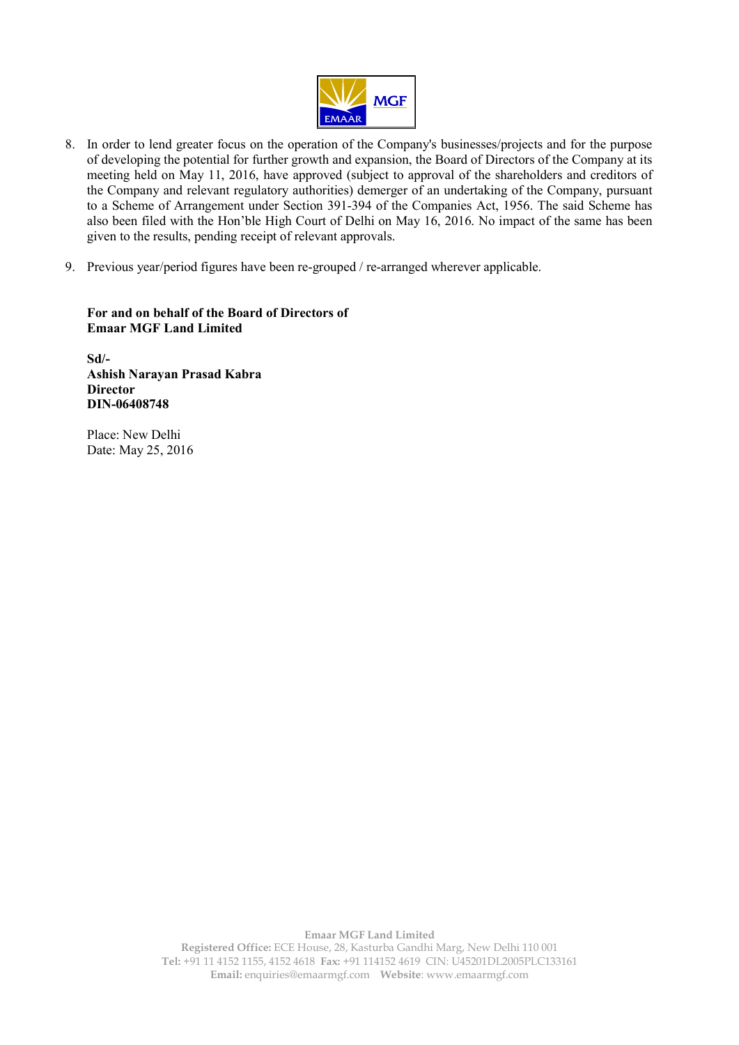8. In order to lend greater focus on the operation of the Company's businesses/projects and for the purpose of developing the potential for further growth and expansion, the Board of Directors of the Company at its meeting held on May 11, 2016, have approved (subject to approval of the shareholders and creditors of the Company and relevant regulatory authorities) demerger of an undertaking of the Company, pursuant to a Scheme of Arrangement under Section 391-394 of the Companies Act, 1956. The said Scheme has also been filed with the Hon'ble High Court of Delhi on May 16, 2016. No impact of the same has been given to the results, pending receipt of relevant approvals.

9. Previous year/period figures have been re-grouped / re-arranged wherever applicable.

**For and on behalf of the Board of Directors of**
**Emaar MGF Land Limited**

**Sd/-**
**Ashish Narayan Prasad Kabra**
**Director**
**DIN-06408748**

Place: New Delhi
Date: May 25, 2016

**Emaar MGF Land Limited**
**Registered Office:** ECE House, 28, Kasturba Gandhi Marg, New Delhi 110 001
**Tel:** +91 11 4152 1155, 4152 4618 **Fax:** +91 114152 4619 CIN: U45201DL2005PLC133161
**Email:** enquiries@emaarmgf.com **Website**: www.emaarmgf.com